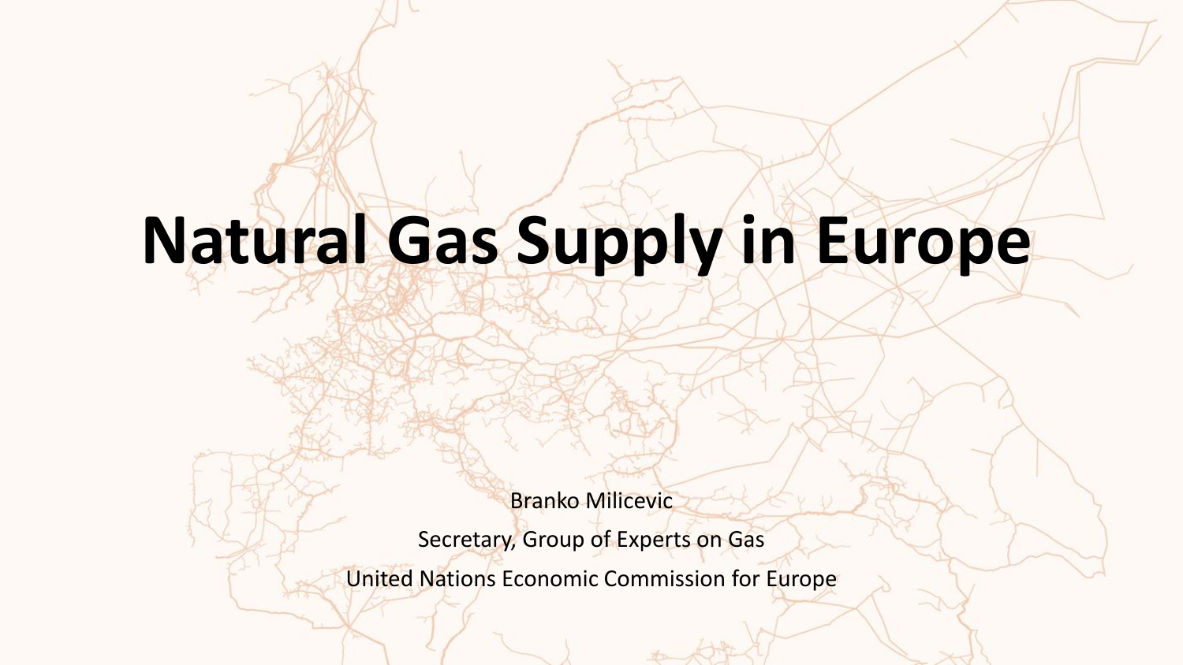# Natural Gas Supply in Europe

Branko Milicevic

Secretary, Group of Experts on Gas

United Nations Economic Commission for Europe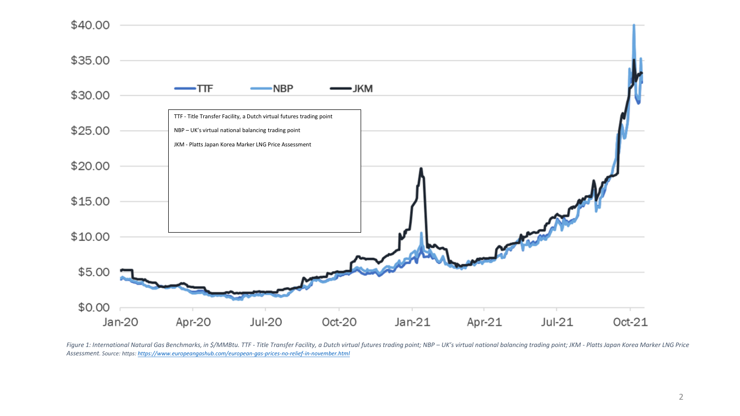| | TTF | NBP | JKM |
|---|---|---|---|

TTF - Title Transfer Facility, a Dutch virtual futures trading point

NBP – UK's virtual national balancing trading point

JKM - Platts Japan Korea Marker LNG Price Assessment

*Figure 1: International Natural Gas Benchmarks, in $/MMBtu. TTF - Title Transfer Facility, a Dutch virtual futures trading point; NBP – UK's virtual national balancing trading point; JKM - Platts Japan Korea Marker LNG Price Assessment.* Source: https: [https://www.europeangashub.com/european-gas-prices-no-relief-in-november.html](https://www.europeangashub.com/european-gas-prices-no-relief-in-november.html)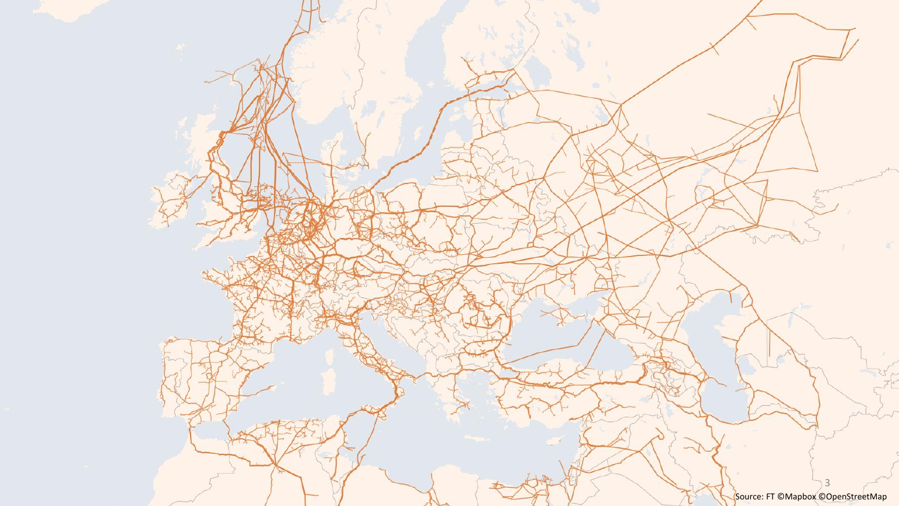Source: FT ©Mapbox ©OpenStreetMap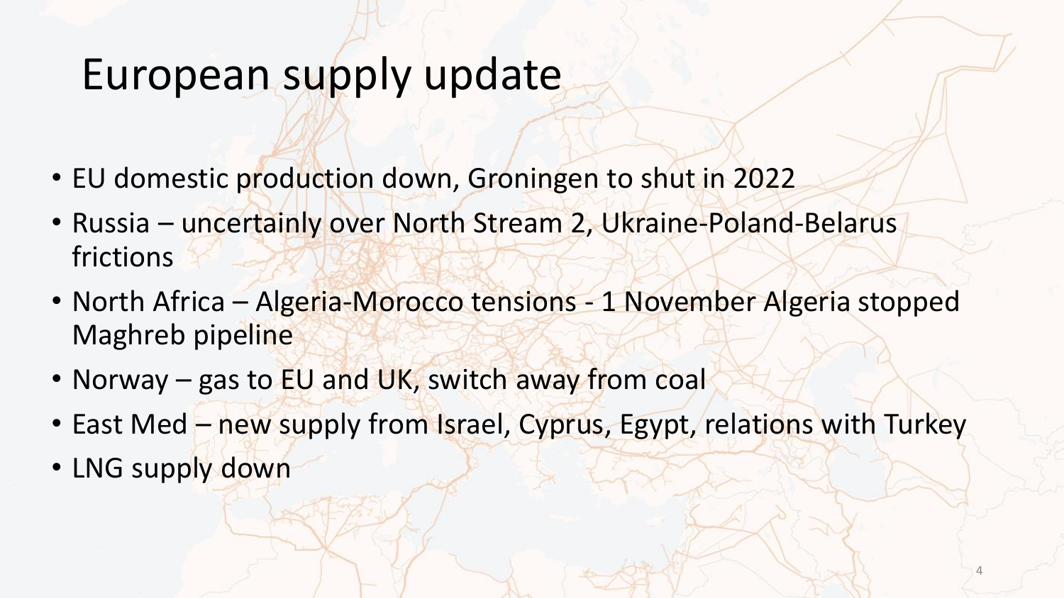# European supply update

- EU domestic production down, Groningen to shut in 2022
- Russia – uncertainly over North Stream 2, Ukraine-Poland-Belarus frictions
- North Africa – Algeria-Morocco tensions - 1 November Algeria stopped Maghreb pipeline
- Norway – gas to EU and UK, switch away from coal
- East Med – new supply from Israel, Cyprus, Egypt, relations with Turkey
- LNG supply down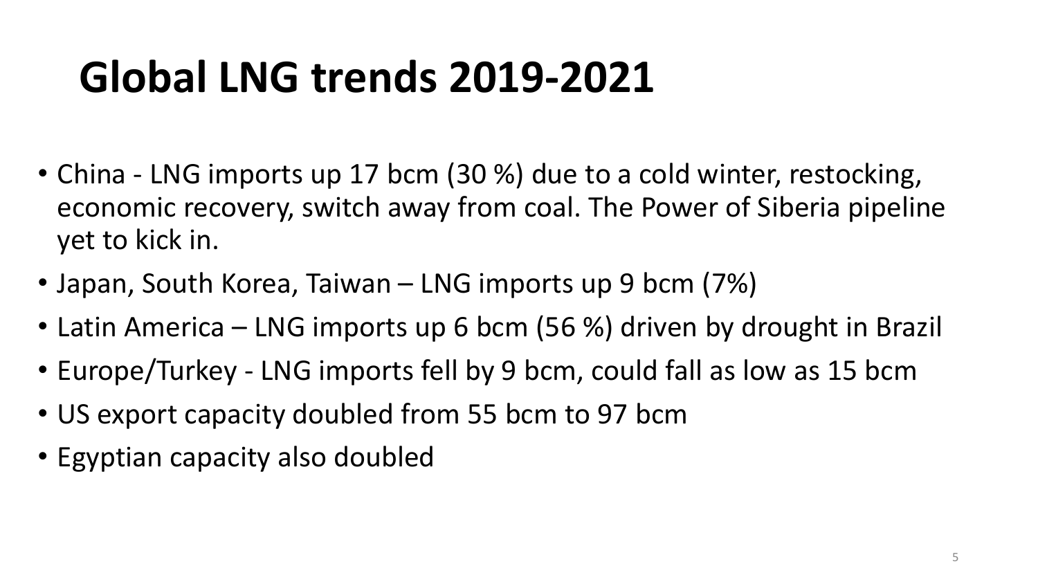# Global LNG trends 2019-2021

- China - LNG imports up 17 bcm (30 %) due to a cold winter, restocking, economic recovery, switch away from coal. The Power of Siberia pipeline yet to kick in.
- Japan, South Korea, Taiwan – LNG imports up 9 bcm (7%)
- Latin America – LNG imports up 6 bcm (56 %) driven by drought in Brazil
- Europe/Turkey - LNG imports fell by 9 bcm, could fall as low as 15 bcm
- US export capacity doubled from 55 bcm to 97 bcm
- Egyptian capacity also doubled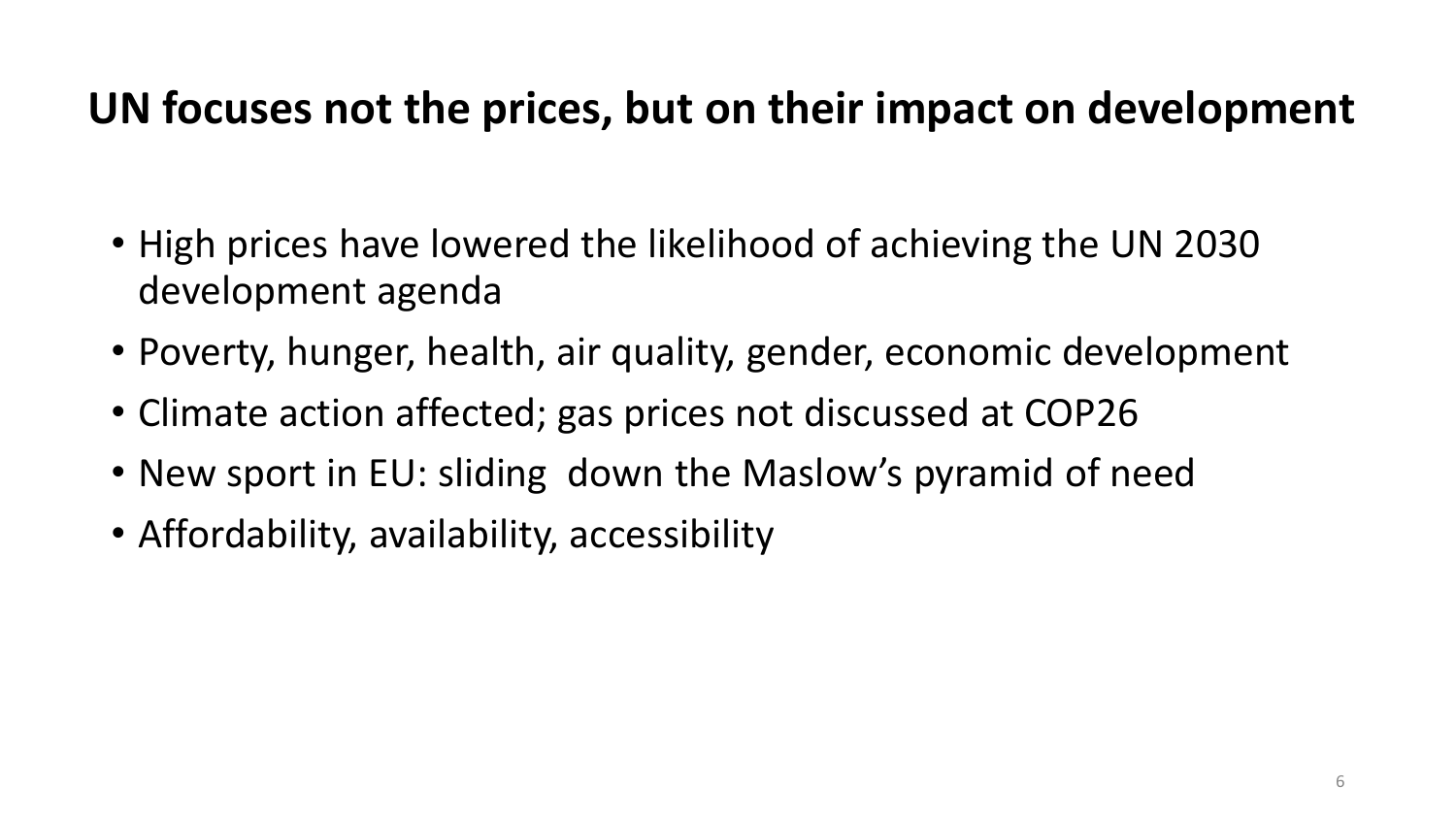# UN focuses not the prices, but on their impact on development

- High prices have lowered the likelihood of achieving the UN 2030 development agenda
- Poverty, hunger, health, air quality, gender, economic development
- Climate action affected; gas prices not discussed at COP26
- New sport in EU: sliding down the Maslow's pyramid of need
- Affordability, availability, accessibility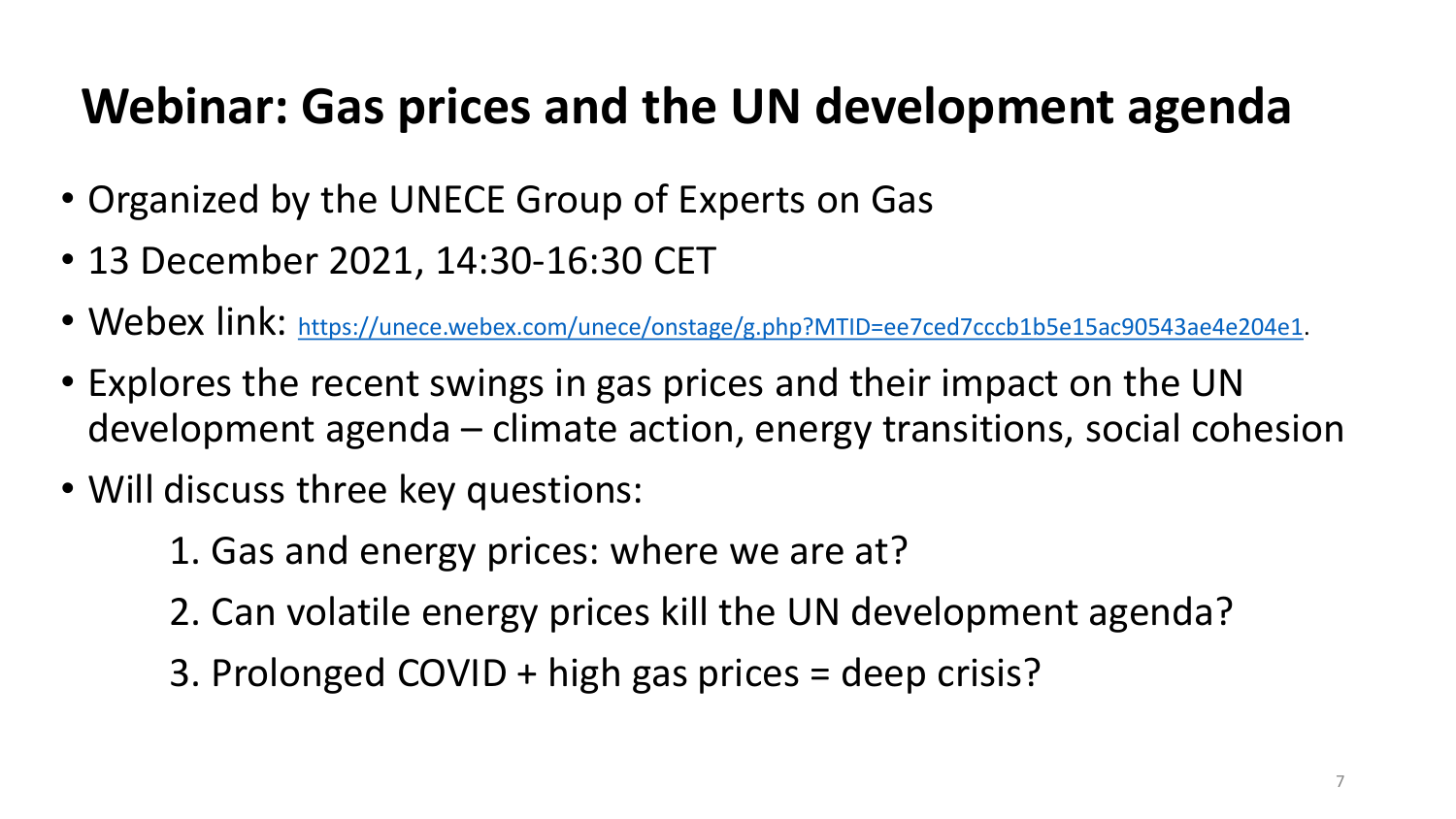# Webinar: Gas prices and the UN development agenda

- Organized by the UNECE Group of Experts on Gas
- 13 December 2021, 14:30-16:30 CET
- Webex link: https://unece.webex.com/unece/onstage/g.php?MTID=ee7ced7cccb1b5e15ac90543ae4e204e1.
- Explores the recent swings in gas prices and their impact on the UN development agenda – climate action, energy transitions, social cohesion
- Will discuss three key questions:
  1. Gas and energy prices: where we are at?
  2. Can volatile energy prices kill the UN development agenda?
  3. Prolonged COVID + high gas prices = deep crisis?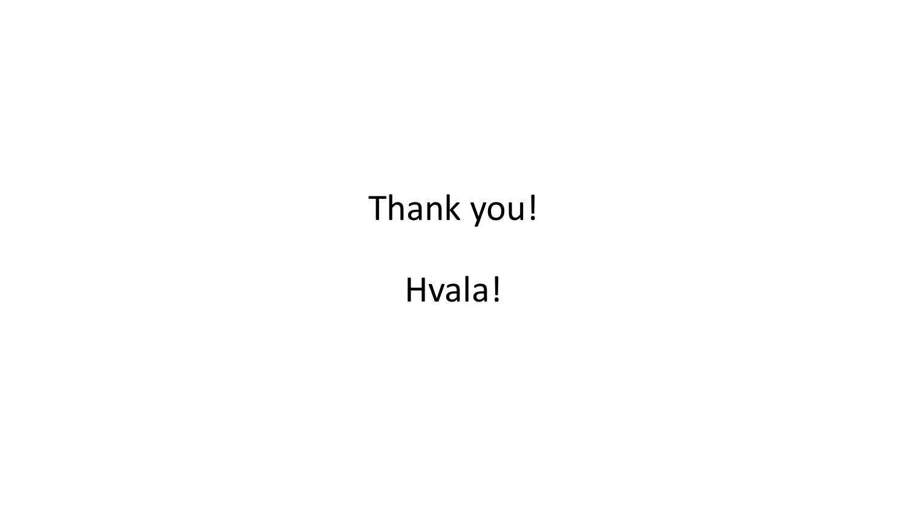Thank you!

Hvala!